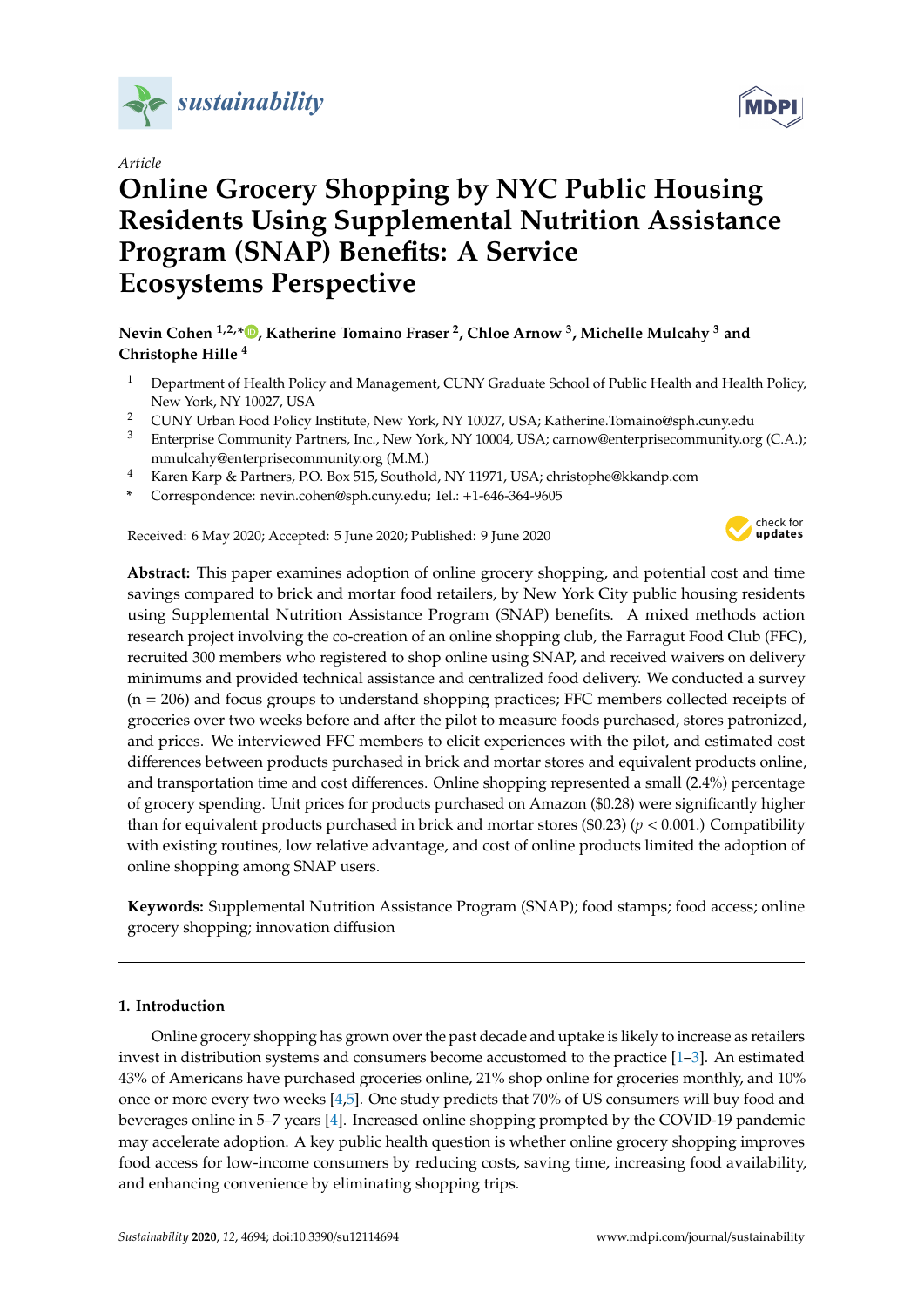*Article*

# Online Grocery Shopping by NYC Public Housing Residents Using Supplemental Nutrition Assistance Program (SNAP) Benefits: A Service Ecosystems Perspective

**Nevin Cohen [1,2,*], Katherine Tomaino Fraser [2], Chloe Arnow [3], Michelle Mulcahy [3] and Christophe Hille [4]**

1. Department of Health Policy and Management, CUNY Graduate School of Public Health and Health Policy, New York, NY 10027, USA
2. CUNY Urban Food Policy Institute, New York, NY 10027, USA; Katherine.Tomaino@sph.cuny.edu
3. Enterprise Community Partners, Inc., New York, NY 10004, USA; carnow@enterprisecommunity.org (C.A.); mmulcahy@enterprisecommunity.org (M.M.)
4. Karen Karp & Partners, P.O. Box 515, Southold, NY 11971, USA; christophe@kkandp.com

\* Correspondence: nevin.cohen@sph.cuny.edu; Tel.: +1-646-364-9605

Received: 6 May 2020; Accepted: 5 June 2020; Published: 9 June 2020

**Abstract:** This paper examines adoption of online grocery shopping, and potential cost and time savings compared to brick and mortar food retailers, by New York City public housing residents using Supplemental Nutrition Assistance Program (SNAP) benefits. A mixed methods action research project involving the co-creation of an online shopping club, the Farragut Food Club (FFC), recruited 300 members who registered to shop online using SNAP, and received waivers on delivery minimums and provided technical assistance and centralized food delivery. We conducted a survey (n = 206) and focus groups to understand shopping practices; FFC members collected receipts of groceries over two weeks before and after the pilot to measure foods purchased, stores patronized, and prices. We interviewed FFC members to elicit experiences with the pilot, and estimated cost differences between products purchased in brick and mortar stores and equivalent products online, and transportation time and cost differences. Online shopping represented a small (2.4%) percentage of grocery spending. Unit prices for products purchased on Amazon ($0.28) were significantly higher than for equivalent products purchased in brick and mortar stores ($0.23) ($p < 0.001$.) Compatibility with existing routines, low relative advantage, and cost of online products limited the adoption of online shopping among SNAP users.

**Keywords:** Supplemental Nutrition Assistance Program (SNAP); food stamps; food access; online grocery shopping; innovation diffusion

## 1. Introduction

Online grocery shopping has grown over the past decade and uptake is likely to increase as retailers invest in distribution systems and consumers become accustomed to the practice [1–3]. An estimated 43% of Americans have purchased groceries online, 21% shop online for groceries monthly, and 10% once or more every two weeks [4,5]. One study predicts that 70% of US consumers will buy food and beverages online in 5–7 years [4]. Increased online shopping prompted by the COVID-19 pandemic may accelerate adoption. A key public health question is whether online grocery shopping improves food access for low-income consumers by reducing costs, saving time, increasing food availability, and enhancing convenience by eliminating shopping trips.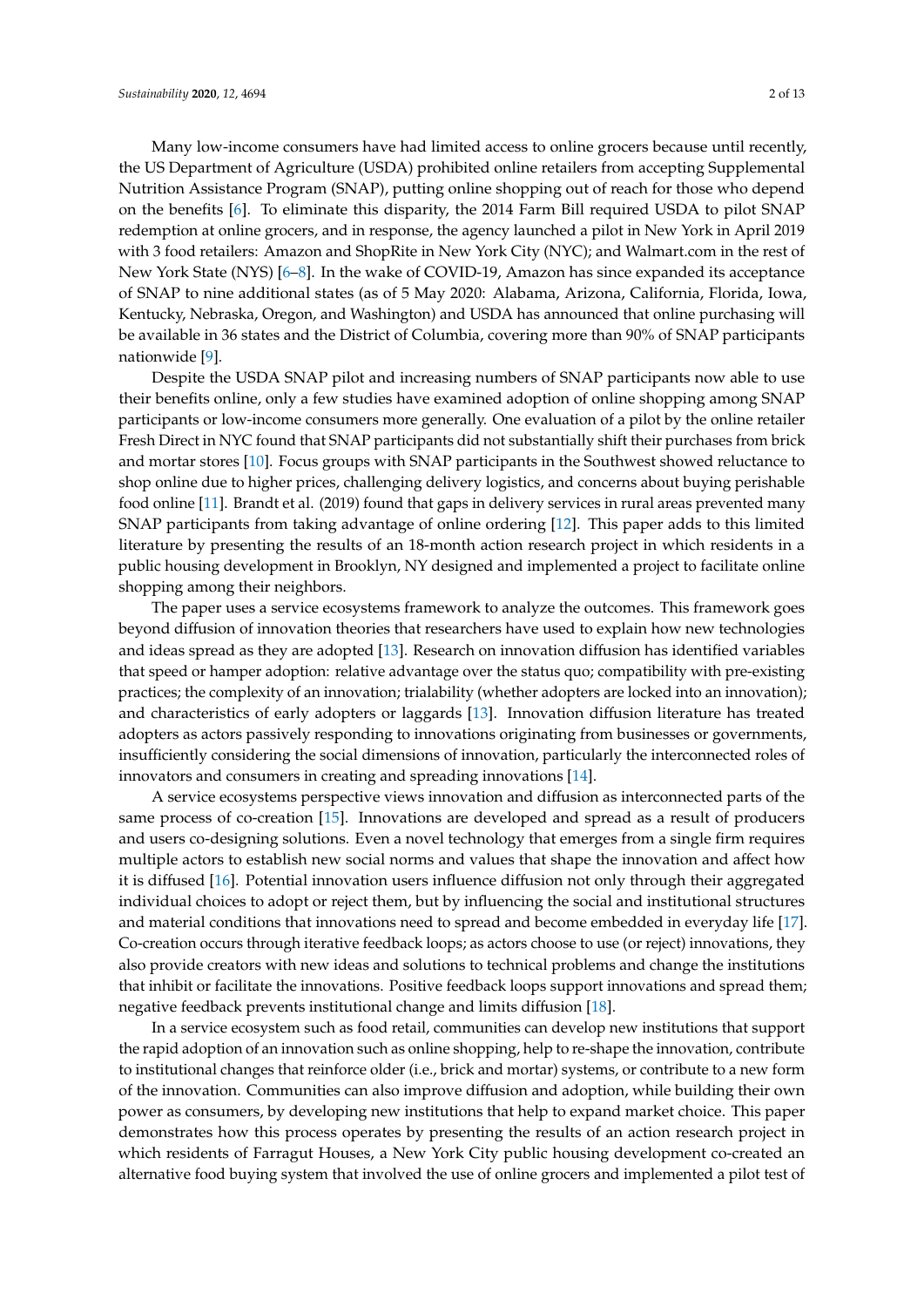Many low-income consumers have had limited access to online grocers because until recently, the US Department of Agriculture (USDA) prohibited online retailers from accepting Supplemental Nutrition Assistance Program (SNAP), putting online shopping out of reach for those who depend on the benefits [6]. To eliminate this disparity, the 2014 Farm Bill required USDA to pilot SNAP redemption at online grocers, and in response, the agency launched a pilot in New York in April 2019 with 3 food retailers: Amazon and ShopRite in New York City (NYC); and Walmart.com in the rest of New York State (NYS) [6–8]. In the wake of COVID-19, Amazon has since expanded its acceptance of SNAP to nine additional states (as of 5 May 2020: Alabama, Arizona, California, Florida, Iowa, Kentucky, Nebraska, Oregon, and Washington) and USDA has announced that online purchasing will be available in 36 states and the District of Columbia, covering more than 90% of SNAP participants nationwide [9].

Despite the USDA SNAP pilot and increasing numbers of SNAP participants now able to use their benefits online, only a few studies have examined adoption of online shopping among SNAP participants or low-income consumers more generally. One evaluation of a pilot by the online retailer Fresh Direct in NYC found that SNAP participants did not substantially shift their purchases from brick and mortar stores [10]. Focus groups with SNAP participants in the Southwest showed reluctance to shop online due to higher prices, challenging delivery logistics, and concerns about buying perishable food online [11]. Brandt et al. (2019) found that gaps in delivery services in rural areas prevented many SNAP participants from taking advantage of online ordering [12]. This paper adds to this limited literature by presenting the results of an 18-month action research project in which residents in a public housing development in Brooklyn, NY designed and implemented a project to facilitate online shopping among their neighbors.

The paper uses a service ecosystems framework to analyze the outcomes. This framework goes beyond diffusion of innovation theories that researchers have used to explain how new technologies and ideas spread as they are adopted [13]. Research on innovation diffusion has identified variables that speed or hamper adoption: relative advantage over the status quo; compatibility with pre-existing practices; the complexity of an innovation; trialability (whether adopters are locked into an innovation); and characteristics of early adopters or laggards [13]. Innovation diffusion literature has treated adopters as actors passively responding to innovations originating from businesses or governments, insufficiently considering the social dimensions of innovation, particularly the interconnected roles of innovators and consumers in creating and spreading innovations [14].

A service ecosystems perspective views innovation and diffusion as interconnected parts of the same process of co-creation [15]. Innovations are developed and spread as a result of producers and users co-designing solutions. Even a novel technology that emerges from a single firm requires multiple actors to establish new social norms and values that shape the innovation and affect how it is diffused [16]. Potential innovation users influence diffusion not only through their aggregated individual choices to adopt or reject them, but by influencing the social and institutional structures and material conditions that innovations need to spread and become embedded in everyday life [17]. Co-creation occurs through iterative feedback loops; as actors choose to use (or reject) innovations, they also provide creators with new ideas and solutions to technical problems and change the institutions that inhibit or facilitate the innovations. Positive feedback loops support innovations and spread them; negative feedback prevents institutional change and limits diffusion [18].

In a service ecosystem such as food retail, communities can develop new institutions that support the rapid adoption of an innovation such as online shopping, help to re-shape the innovation, contribute to institutional changes that reinforce older (i.e., brick and mortar) systems, or contribute to a new form of the innovation. Communities can also improve diffusion and adoption, while building their own power as consumers, by developing new institutions that help to expand market choice. This paper demonstrates how this process operates by presenting the results of an action research project in which residents of Farragut Houses, a New York City public housing development co-created an alternative food buying system that involved the use of online grocers and implemented a pilot test of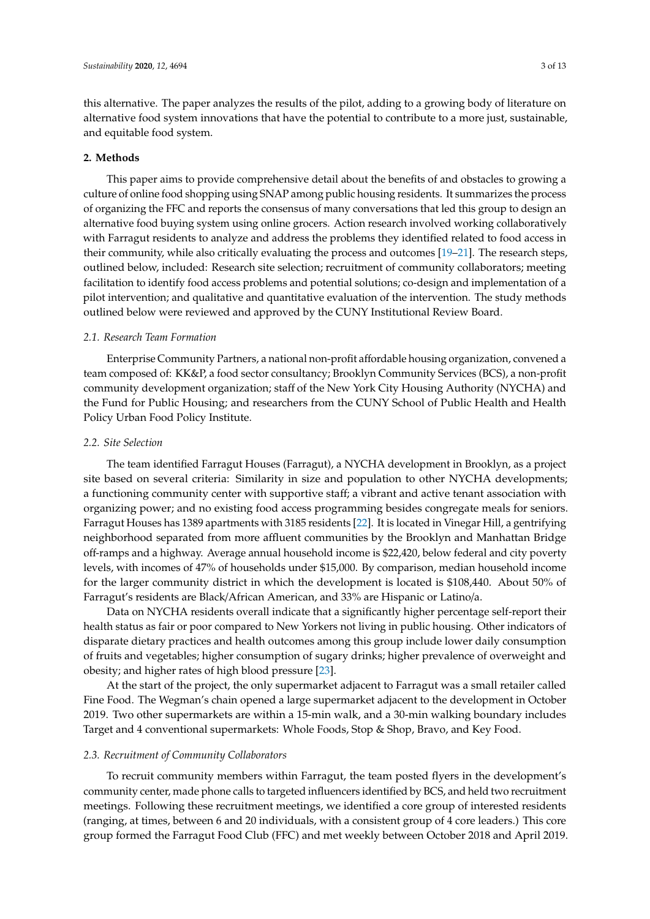this alternative. The paper analyzes the results of the pilot, adding to a growing body of literature on alternative food system innovations that have the potential to contribute to a more just, sustainable, and equitable food system.

## 2. Methods

This paper aims to provide comprehensive detail about the benefits of and obstacles to growing a culture of online food shopping using SNAP among public housing residents. It summarizes the process of organizing the FFC and reports the consensus of many conversations that led this group to design an alternative food buying system using online grocers. Action research involved working collaboratively with Farragut residents to analyze and address the problems they identified related to food access in their community, while also critically evaluating the process and outcomes [19–21]. The research steps, outlined below, included: Research site selection; recruitment of community collaborators; meeting facilitation to identify food access problems and potential solutions; co-design and implementation of a pilot intervention; and qualitative and quantitative evaluation of the intervention. The study methods outlined below were reviewed and approved by the CUNY Institutional Review Board.

### 2.1. Research Team Formation

Enterprise Community Partners, a national non-profit affordable housing organization, convened a team composed of: KK&P, a food sector consultancy; Brooklyn Community Services (BCS), a non-profit community development organization; staff of the New York City Housing Authority (NYCHA) and the Fund for Public Housing; and researchers from the CUNY School of Public Health and Health Policy Urban Food Policy Institute.

### 2.2. Site Selection

The team identified Farragut Houses (Farragut), a NYCHA development in Brooklyn, as a project site based on several criteria: Similarity in size and population to other NYCHA developments; a functioning community center with supportive staff; a vibrant and active tenant association with organizing power; and no existing food access programming besides congregate meals for seniors. Farragut Houses has 1389 apartments with 3185 residents [22]. It is located in Vinegar Hill, a gentrifying neighborhood separated from more affluent communities by the Brooklyn and Manhattan Bridge off-ramps and a highway. Average annual household income is $22,420, below federal and city poverty levels, with incomes of 47% of households under $15,000. By comparison, median household income for the larger community district in which the development is located is $108,440. About 50% of Farragut's residents are Black/African American, and 33% are Hispanic or Latino/a.

Data on NYCHA residents overall indicate that a significantly higher percentage self-report their health status as fair or poor compared to New Yorkers not living in public housing. Other indicators of disparate dietary practices and health outcomes among this group include lower daily consumption of fruits and vegetables; higher consumption of sugary drinks; higher prevalence of overweight and obesity; and higher rates of high blood pressure [23].

At the start of the project, the only supermarket adjacent to Farragut was a small retailer called Fine Food. The Wegman's chain opened a large supermarket adjacent to the development in October 2019. Two other supermarkets are within a 15-min walk, and a 30-min walking boundary includes Target and 4 conventional supermarkets: Whole Foods, Stop & Shop, Bravo, and Key Food.

### 2.3. Recruitment of Community Collaborators

To recruit community members within Farragut, the team posted flyers in the development's community center, made phone calls to targeted influencers identified by BCS, and held two recruitment meetings. Following these recruitment meetings, we identified a core group of interested residents (ranging, at times, between 6 and 20 individuals, with a consistent group of 4 core leaders.) This core group formed the Farragut Food Club (FFC) and met weekly between October 2018 and April 2019.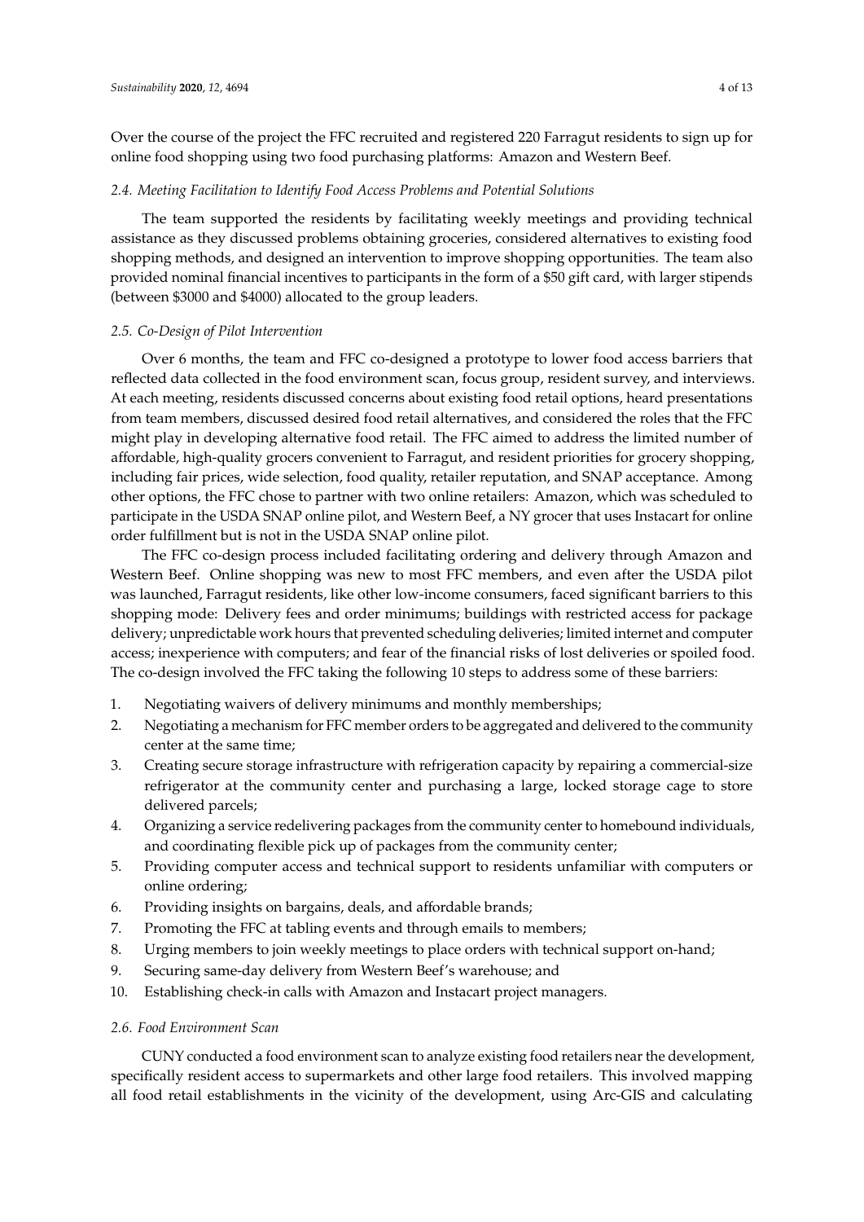Over the course of the project the FFC recruited and registered 220 Farragut residents to sign up for online food shopping using two food purchasing platforms: Amazon and Western Beef.

### *2.4. Meeting Facilitation to Identify Food Access Problems and Potential Solutions*

The team supported the residents by facilitating weekly meetings and providing technical assistance as they discussed problems obtaining groceries, considered alternatives to existing food shopping methods, and designed an intervention to improve shopping opportunities. The team also provided nominal financial incentives to participants in the form of a $50 gift card, with larger stipends (between $3000 and $4000) allocated to the group leaders.

### *2.5. Co-Design of Pilot Intervention*

Over 6 months, the team and FFC co-designed a prototype to lower food access barriers that reflected data collected in the food environment scan, focus group, resident survey, and interviews. At each meeting, residents discussed concerns about existing food retail options, heard presentations from team members, discussed desired food retail alternatives, and considered the roles that the FFC might play in developing alternative food retail. The FFC aimed to address the limited number of affordable, high-quality grocers convenient to Farragut, and resident priorities for grocery shopping, including fair prices, wide selection, food quality, retailer reputation, and SNAP acceptance. Among other options, the FFC chose to partner with two online retailers: Amazon, which was scheduled to participate in the USDA SNAP online pilot, and Western Beef, a NY grocer that uses Instacart for online order fulfillment but is not in the USDA SNAP online pilot.

The FFC co-design process included facilitating ordering and delivery through Amazon and Western Beef. Online shopping was new to most FFC members, and even after the USDA pilot was launched, Farragut residents, like other low-income consumers, faced significant barriers to this shopping mode: Delivery fees and order minimums; buildings with restricted access for package delivery; unpredictable work hours that prevented scheduling deliveries; limited internet and computer access; inexperience with computers; and fear of the financial risks of lost deliveries or spoiled food. The co-design involved the FFC taking the following 10 steps to address some of these barriers:

1. Negotiating waivers of delivery minimums and monthly memberships;
2. Negotiating a mechanism for FFC member orders to be aggregated and delivered to the community center at the same time;
3. Creating secure storage infrastructure with refrigeration capacity by repairing a commercial-size refrigerator at the community center and purchasing a large, locked storage cage to store delivered parcels;
4. Organizing a service redelivering packages from the community center to homebound individuals, and coordinating flexible pick up of packages from the community center;
5. Providing computer access and technical support to residents unfamiliar with computers or online ordering;
6. Providing insights on bargains, deals, and affordable brands;
7. Promoting the FFC at tabling events and through emails to members;
8. Urging members to join weekly meetings to place orders with technical support on-hand;
9. Securing same-day delivery from Western Beef's warehouse; and
10. Establishing check-in calls with Amazon and Instacart project managers.

### *2.6. Food Environment Scan*

CUNY conducted a food environment scan to analyze existing food retailers near the development, specifically resident access to supermarkets and other large food retailers. This involved mapping all food retail establishments in the vicinity of the development, using Arc-GIS and calculating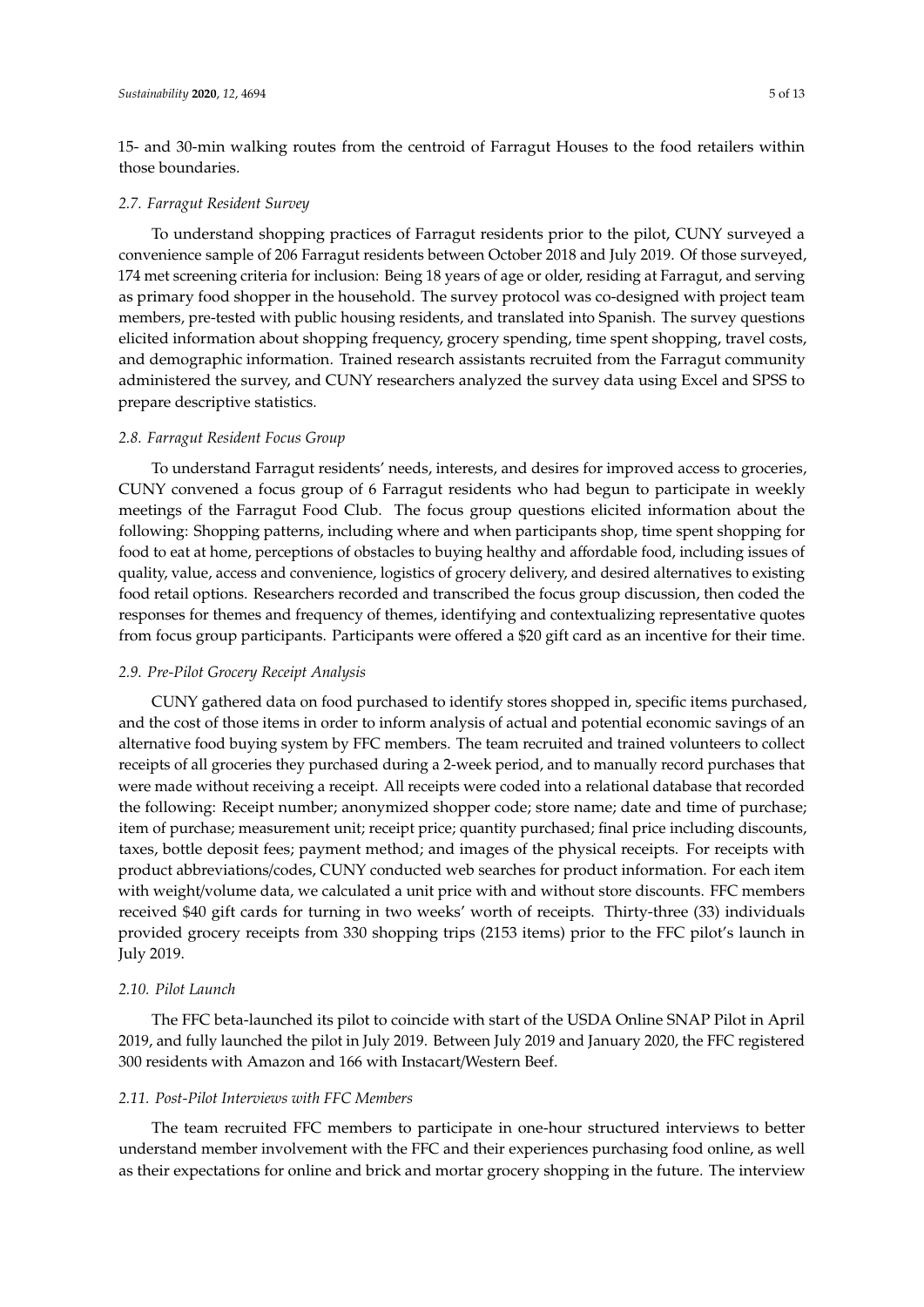15- and 30-min walking routes from the centroid of Farragut Houses to the food retailers within those boundaries.

### *2.7. Farragut Resident Survey*

To understand shopping practices of Farragut residents prior to the pilot, CUNY surveyed a convenience sample of 206 Farragut residents between October 2018 and July 2019. Of those surveyed, 174 met screening criteria for inclusion: Being 18 years of age or older, residing at Farragut, and serving as primary food shopper in the household. The survey protocol was co-designed with project team members, pre-tested with public housing residents, and translated into Spanish. The survey questions elicited information about shopping frequency, grocery spending, time spent shopping, travel costs, and demographic information. Trained research assistants recruited from the Farragut community administered the survey, and CUNY researchers analyzed the survey data using Excel and SPSS to prepare descriptive statistics.

### *2.8. Farragut Resident Focus Group*

To understand Farragut residents' needs, interests, and desires for improved access to groceries, CUNY convened a focus group of 6 Farragut residents who had begun to participate in weekly meetings of the Farragut Food Club. The focus group questions elicited information about the following: Shopping patterns, including where and when participants shop, time spent shopping for food to eat at home, perceptions of obstacles to buying healthy and affordable food, including issues of quality, value, access and convenience, logistics of grocery delivery, and desired alternatives to existing food retail options. Researchers recorded and transcribed the focus group discussion, then coded the responses for themes and frequency of themes, identifying and contextualizing representative quotes from focus group participants. Participants were offered a $20 gift card as an incentive for their time.

### *2.9. Pre-Pilot Grocery Receipt Analysis*

CUNY gathered data on food purchased to identify stores shopped in, specific items purchased, and the cost of those items in order to inform analysis of actual and potential economic savings of an alternative food buying system by FFC members. The team recruited and trained volunteers to collect receipts of all groceries they purchased during a 2-week period, and to manually record purchases that were made without receiving a receipt. All receipts were coded into a relational database that recorded the following: Receipt number; anonymized shopper code; store name; date and time of purchase; item of purchase; measurement unit; receipt price; quantity purchased; final price including discounts, taxes, bottle deposit fees; payment method; and images of the physical receipts. For receipts with product abbreviations/codes, CUNY conducted web searches for product information. For each item with weight/volume data, we calculated a unit price with and without store discounts. FFC members received $40 gift cards for turning in two weeks' worth of receipts. Thirty-three (33) individuals provided grocery receipts from 330 shopping trips (2153 items) prior to the FFC pilot's launch in July 2019.

### *2.10. Pilot Launch*

The FFC beta-launched its pilot to coincide with start of the USDA Online SNAP Pilot in April 2019, and fully launched the pilot in July 2019. Between July 2019 and January 2020, the FFC registered 300 residents with Amazon and 166 with Instacart/Western Beef.

### *2.11. Post-Pilot Interviews with FFC Members*

The team recruited FFC members to participate in one-hour structured interviews to better understand member involvement with the FFC and their experiences purchasing food online, as well as their expectations for online and brick and mortar grocery shopping in the future. The interview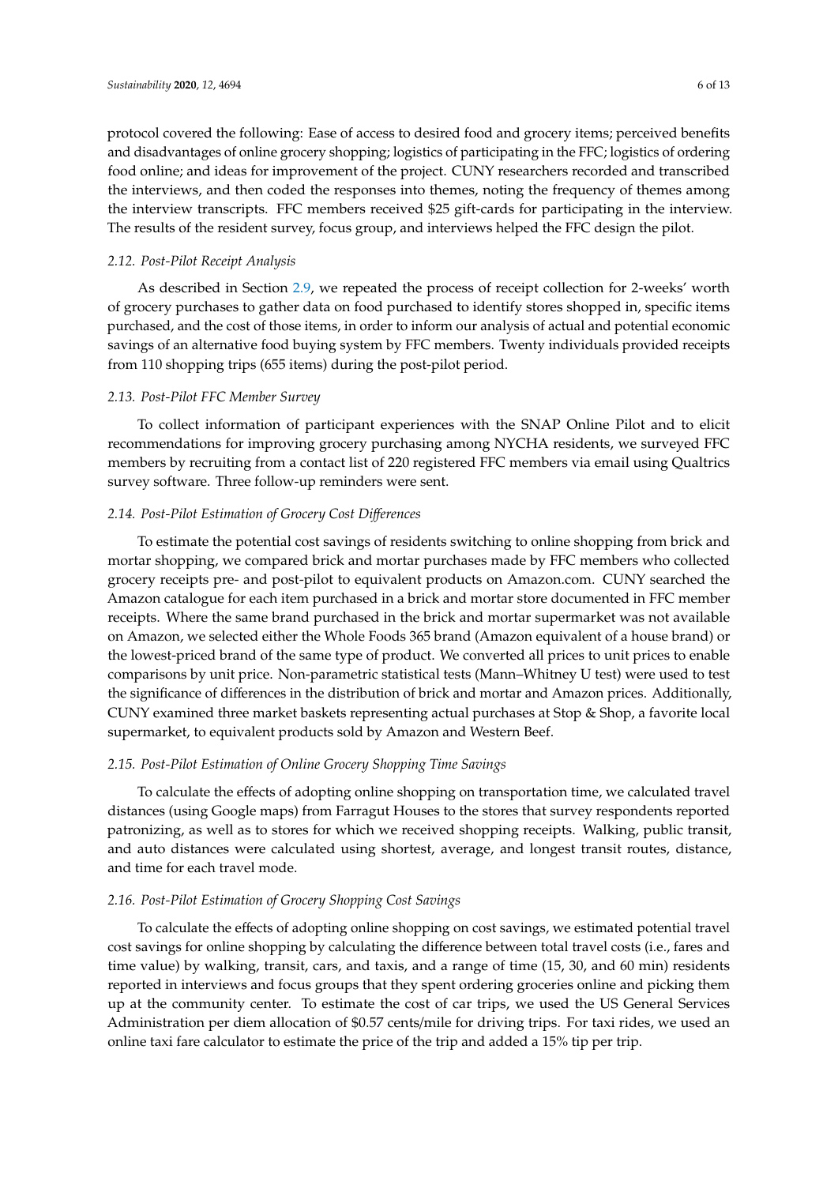protocol covered the following: Ease of access to desired food and grocery items; perceived benefits and disadvantages of online grocery shopping; logistics of participating in the FFC; logistics of ordering food online; and ideas for improvement of the project. CUNY researchers recorded and transcribed the interviews, and then coded the responses into themes, noting the frequency of themes among the interview transcripts. FFC members received $25 gift-cards for participating in the interview. The results of the resident survey, focus group, and interviews helped the FFC design the pilot.

### *2.12. Post-Pilot Receipt Analysis*

As described in Section 2.9, we repeated the process of receipt collection for 2-weeks' worth of grocery purchases to gather data on food purchased to identify stores shopped in, specific items purchased, and the cost of those items, in order to inform our analysis of actual and potential economic savings of an alternative food buying system by FFC members. Twenty individuals provided receipts from 110 shopping trips (655 items) during the post-pilot period.

### *2.13. Post-Pilot FFC Member Survey*

To collect information of participant experiences with the SNAP Online Pilot and to elicit recommendations for improving grocery purchasing among NYCHA residents, we surveyed FFC members by recruiting from a contact list of 220 registered FFC members via email using Qualtrics survey software. Three follow-up reminders were sent.

### *2.14. Post-Pilot Estimation of Grocery Cost Differences*

To estimate the potential cost savings of residents switching to online shopping from brick and mortar shopping, we compared brick and mortar purchases made by FFC members who collected grocery receipts pre- and post-pilot to equivalent products on Amazon.com. CUNY searched the Amazon catalogue for each item purchased in a brick and mortar store documented in FFC member receipts. Where the same brand purchased in the brick and mortar supermarket was not available on Amazon, we selected either the Whole Foods 365 brand (Amazon equivalent of a house brand) or the lowest-priced brand of the same type of product. We converted all prices to unit prices to enable comparisons by unit price. Non-parametric statistical tests (Mann–Whitney U test) were used to test the significance of differences in the distribution of brick and mortar and Amazon prices. Additionally, CUNY examined three market baskets representing actual purchases at Stop & Shop, a favorite local supermarket, to equivalent products sold by Amazon and Western Beef.

### *2.15. Post-Pilot Estimation of Online Grocery Shopping Time Savings*

To calculate the effects of adopting online shopping on transportation time, we calculated travel distances (using Google maps) from Farragut Houses to the stores that survey respondents reported patronizing, as well as to stores for which we received shopping receipts. Walking, public transit, and auto distances were calculated using shortest, average, and longest transit routes, distance, and time for each travel mode.

### *2.16. Post-Pilot Estimation of Grocery Shopping Cost Savings*

To calculate the effects of adopting online shopping on cost savings, we estimated potential travel cost savings for online shopping by calculating the difference between total travel costs (i.e., fares and time value) by walking, transit, cars, and taxis, and a range of time (15, 30, and 60 min) residents reported in interviews and focus groups that they spent ordering groceries online and picking them up at the community center. To estimate the cost of car trips, we used the US General Services Administration per diem allocation of $0.57 cents/mile for driving trips. For taxi rides, we used an online taxi fare calculator to estimate the price of the trip and added a 15% tip per trip.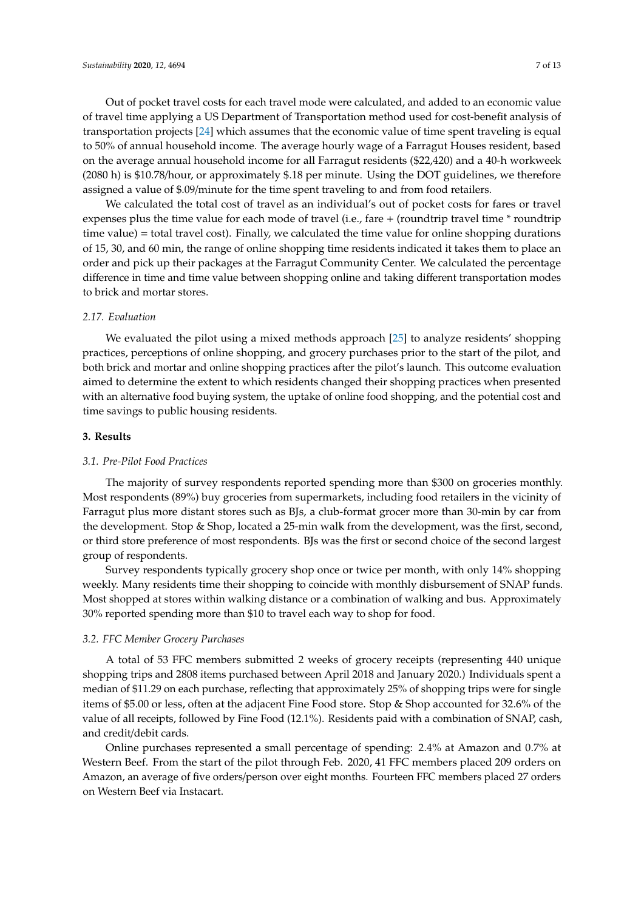Out of pocket travel costs for each travel mode were calculated, and added to an economic value of travel time applying a US Department of Transportation method used for cost-benefit analysis of transportation projects [24] which assumes that the economic value of time spent traveling is equal to 50% of annual household income. The average hourly wage of a Farragut Houses resident, based on the average annual household income for all Farragut residents ($22,420) and a 40-h workweek (2080 h) is $10.78/hour, or approximately $.18 per minute. Using the DOT guidelines, we therefore assigned a value of $.09/minute for the time spent traveling to and from food retailers.

We calculated the total cost of travel as an individual's out of pocket costs for fares or travel expenses plus the time value for each mode of travel (i.e., fare + (roundtrip travel time * roundtrip time value) = total travel cost). Finally, we calculated the time value for online shopping durations of 15, 30, and 60 min, the range of online shopping time residents indicated it takes them to place an order and pick up their packages at the Farragut Community Center. We calculated the percentage difference in time and time value between shopping online and taking different transportation modes to brick and mortar stores.

### *2.17. Evaluation*

We evaluated the pilot using a mixed methods approach [25] to analyze residents' shopping practices, perceptions of online shopping, and grocery purchases prior to the start of the pilot, and both brick and mortar and online shopping practices after the pilot's launch. This outcome evaluation aimed to determine the extent to which residents changed their shopping practices when presented with an alternative food buying system, the uptake of online food shopping, and the potential cost and time savings to public housing residents.

## **3. Results**

### *3.1. Pre-Pilot Food Practices*

The majority of survey respondents reported spending more than $300 on groceries monthly. Most respondents (89%) buy groceries from supermarkets, including food retailers in the vicinity of Farragut plus more distant stores such as BJs, a club-format grocer more than 30-min by car from the development. Stop & Shop, located a 25-min walk from the development, was the first, second, or third store preference of most respondents. BJs was the first or second choice of the second largest group of respondents.

Survey respondents typically grocery shop once or twice per month, with only 14% shopping weekly. Many residents time their shopping to coincide with monthly disbursement of SNAP funds. Most shopped at stores within walking distance or a combination of walking and bus. Approximately 30% reported spending more than $10 to travel each way to shop for food.

### *3.2. FFC Member Grocery Purchases*

A total of 53 FFC members submitted 2 weeks of grocery receipts (representing 440 unique shopping trips and 2808 items purchased between April 2018 and January 2020.) Individuals spent a median of $11.29 on each purchase, reflecting that approximately 25% of shopping trips were for single items of $5.00 or less, often at the adjacent Fine Food store. Stop & Shop accounted for 32.6% of the value of all receipts, followed by Fine Food (12.1%). Residents paid with a combination of SNAP, cash, and credit/debit cards.

Online purchases represented a small percentage of spending: 2.4% at Amazon and 0.7% at Western Beef. From the start of the pilot through Feb. 2020, 41 FFC members placed 209 orders on Amazon, an average of five orders/person over eight months. Fourteen FFC members placed 27 orders on Western Beef via Instacart.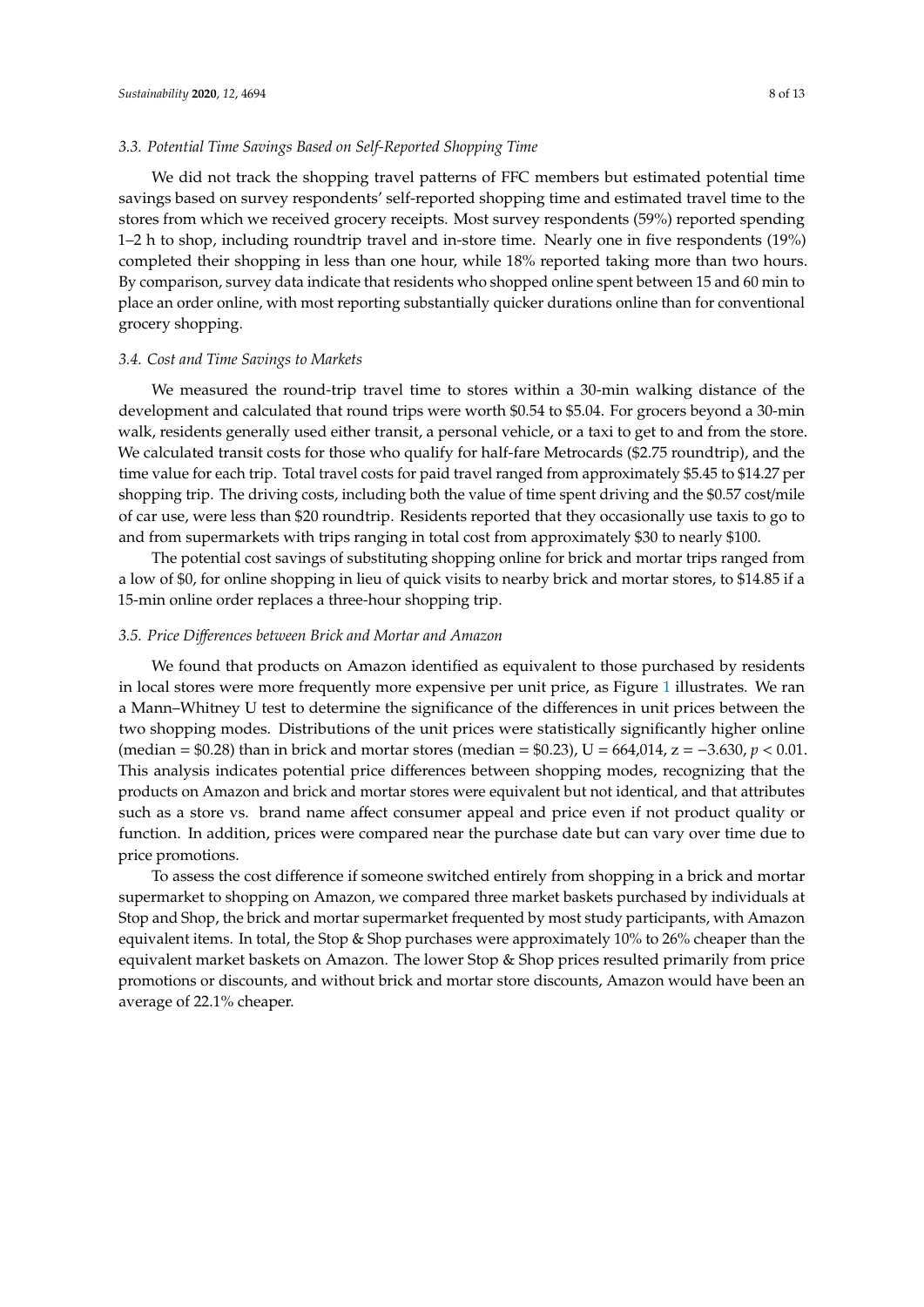### 3.3. Potential Time Savings Based on Self-Reported Shopping Time

We did not track the shopping travel patterns of FFC members but estimated potential time savings based on survey respondents' self-reported shopping time and estimated travel time to the stores from which we received grocery receipts. Most survey respondents (59%) reported spending 1–2 h to shop, including roundtrip travel and in-store time. Nearly one in five respondents (19%) completed their shopping in less than one hour, while 18% reported taking more than two hours. By comparison, survey data indicate that residents who shopped online spent between 15 and 60 min to place an order online, with most reporting substantially quicker durations online than for conventional grocery shopping.

### 3.4. Cost and Time Savings to Markets

We measured the round-trip travel time to stores within a 30-min walking distance of the development and calculated that round trips were worth $0.54 to $5.04. For grocers beyond a 30-min walk, residents generally used either transit, a personal vehicle, or a taxi to get to and from the store. We calculated transit costs for those who qualify for half-fare Metrocards ($2.75 roundtrip), and the time value for each trip. Total travel costs for paid travel ranged from approximately $5.45 to $14.27 per shopping trip. The driving costs, including both the value of time spent driving and the $0.57 cost/mile of car use, were less than $20 roundtrip. Residents reported that they occasionally use taxis to go to and from supermarkets with trips ranging in total cost from approximately $30 to nearly $100.

The potential cost savings of substituting shopping online for brick and mortar trips ranged from a low of $0, for online shopping in lieu of quick visits to nearby brick and mortar stores, to $14.85 if a 15-min online order replaces a three-hour shopping trip.

### 3.5. Price Differences between Brick and Mortar and Amazon

We found that products on Amazon identified as equivalent to those purchased by residents in local stores were more frequently more expensive per unit price, as Figure 1 illustrates. We ran a Mann–Whitney U test to determine the significance of the differences in unit prices between the two shopping modes. Distributions of the unit prices were statistically significantly higher online (median = $0.28) than in brick and mortar stores (median = $0.23), $U = 664{,}014$, $z = -3.630$, $p < 0.01$. This analysis indicates potential price differences between shopping modes, recognizing that the products on Amazon and brick and mortar stores were equivalent but not identical, and that attributes such as a store vs. brand name affect consumer appeal and price even if not product quality or function. In addition, prices were compared near the purchase date but can vary over time due to price promotions.

To assess the cost difference if someone switched entirely from shopping in a brick and mortar supermarket to shopping on Amazon, we compared three market baskets purchased by individuals at Stop and Shop, the brick and mortar supermarket frequented by most study participants, with Amazon equivalent items. In total, the Stop & Shop purchases were approximately 10% to 26% cheaper than the equivalent market baskets on Amazon. The lower Stop & Shop prices resulted primarily from price promotions or discounts, and without brick and mortar store discounts, Amazon would have been an average of 22.1% cheaper.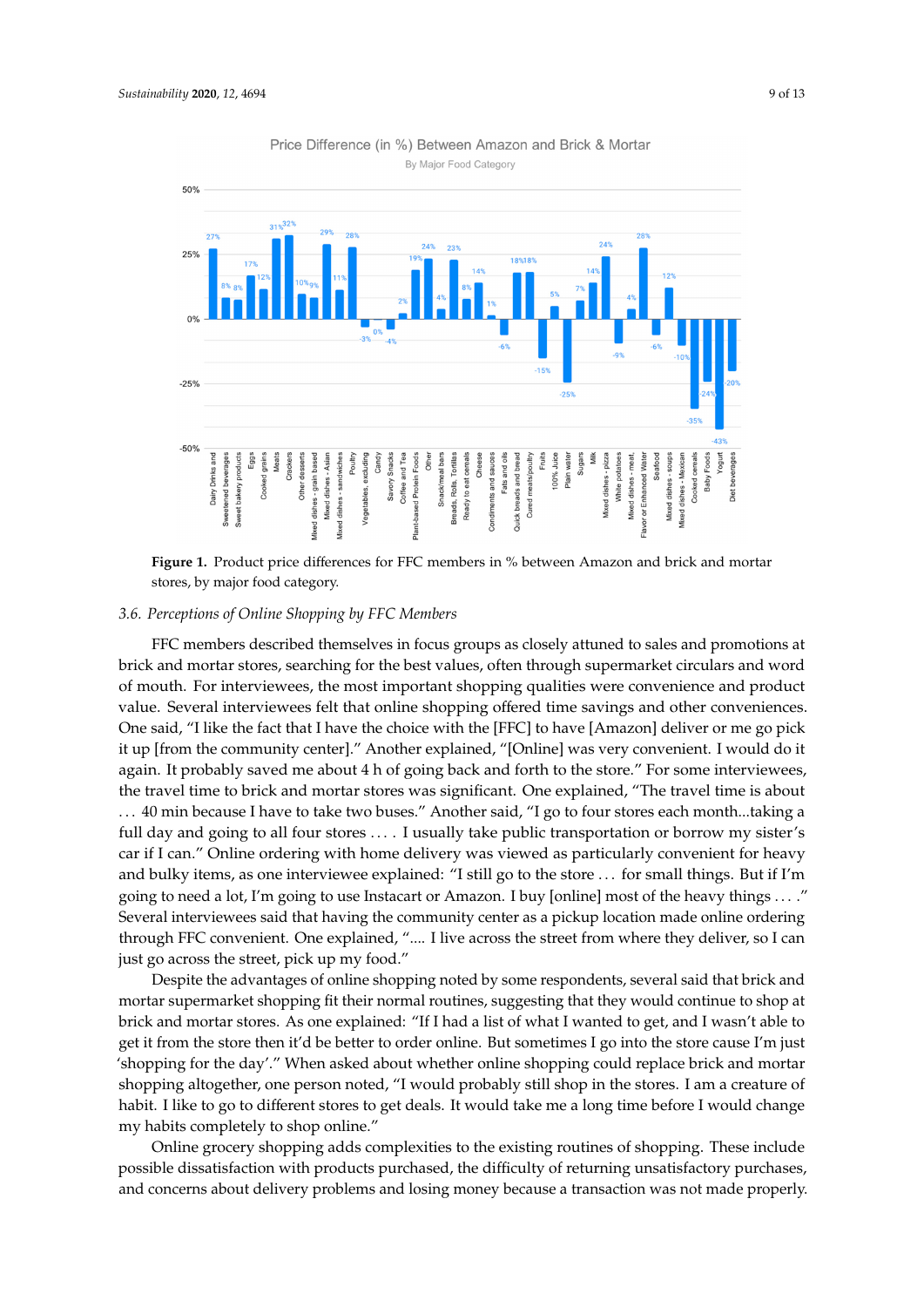Price Difference (in %) Between Amazon and Brick & Mortar

By Major Food Category

50%

25%

0%

-25%

-50%

27% 8% 8% 17% 12% 31% 32% 10% 9% 29% 11% 28% -3% 0% -4% 2% 19% 24% 4% 23% 8% 14% 1% -6% 18% 18% -15% 5% -25% 7% 14% 24% -9% 4% 28% -6% 12% -10% -35% -24% -43% -20%

Dairy Drinks and, Sweetened beverages, Sweet bakery products, Eggs, Cooked grains, Meats, Crackers, Other desserts, Mixed dishes - grain based, Mixed dishes - Asian, Mixed dishes - sandwiches, Poultry, Vegetables, excluding, Candy, Savory Snacks, Coffee and Tea, Plant-based Protein Foods, Other, Snack/meal bars, Breads, Rolls, Tortillas, Ready to eat cereals, Cheese, Condiments and sauces, Fats and oils, Quick breads and bread, Cured meats/poultry, Fruits, 100% Juice, Plain water, Sugars, Milk, Mixed dishes - pizza, White potatoes, Mixed dishes - meat, Flavor or Enhanced Water, Seafood, Mixed dishes - soups, Mixed dishes - Mexican, Cooked cereals, Baby Foods, Yogurt, Diet beverages

**Figure 1.** Product price differences for FFC members in % between Amazon and brick and mortar stores, by major food category.

### 3.6. Perceptions of Online Shopping by FFC Members

FFC members described themselves in focus groups as closely attuned to sales and promotions at brick and mortar stores, searching for the best values, often through supermarket circulars and word of mouth. For interviewees, the most important shopping qualities were convenience and product value. Several interviewees felt that online shopping offered time savings and other conveniences. One said, "I like the fact that I have the choice with the [FFC] to have [Amazon] deliver or me go pick it up [from the community center]." Another explained, "[Online] was very convenient. I would do it again. It probably saved me about 4 h of going back and forth to the store." For some interviewees, the travel time to brick and mortar stores was significant. One explained, "The travel time is about ... 40 min because I have to take two buses." Another said, "I go to four stores each month...taking a full day and going to all four stores .... I usually take public transportation or borrow my sister's car if I can." Online ordering with home delivery was viewed as particularly convenient for heavy and bulky items, as one interviewee explained: "I still go to the store ... for small things. But if I'm going to need a lot, I'm going to use Instacart or Amazon. I buy [online] most of the heavy things ... ." Several interviewees said that having the community center as a pickup location made online ordering through FFC convenient. One explained, ".... I live across the street from where they deliver, so I can just go across the street, pick up my food."

Despite the advantages of online shopping noted by some respondents, several said that brick and mortar supermarket shopping fit their normal routines, suggesting that they would continue to shop at brick and mortar stores. As one explained: "If I had a list of what I wanted to get, and I wasn't able to get it from the store then it'd be better to order online. But sometimes I go into the store cause I'm just 'shopping for the day'." When asked about whether online shopping could replace brick and mortar shopping altogether, one person noted, "I would probably still shop in the stores. I am a creature of habit. I like to go to different stores to get deals. It would take me a long time before I would change my habits completely to shop online."

Online grocery shopping adds complexities to the existing routines of shopping. These include possible dissatisfaction with products purchased, the difficulty of returning unsatisfactory purchases, and concerns about delivery problems and losing money because a transaction was not made properly.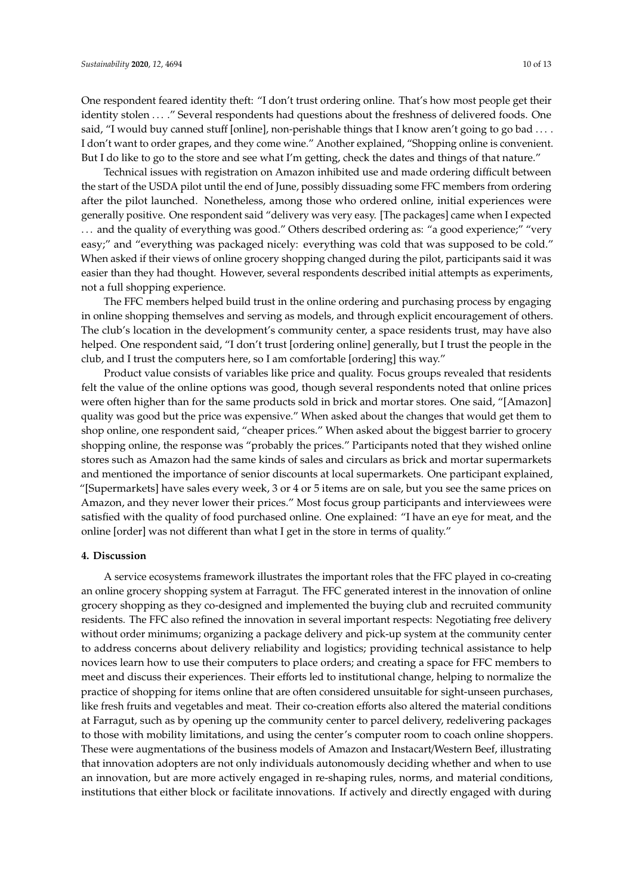One respondent feared identity theft: "I don't trust ordering online. That's how most people get their identity stolen . . . ." Several respondents had questions about the freshness of delivered foods. One said, "I would buy canned stuff [online], non-perishable things that I know aren't going to go bad . . . . I don't want to order grapes, and they come wine." Another explained, "Shopping online is convenient. But I do like to go to the store and see what I'm getting, check the dates and things of that nature."

Technical issues with registration on Amazon inhibited use and made ordering difficult between the start of the USDA pilot until the end of June, possibly dissuading some FFC members from ordering after the pilot launched. Nonetheless, among those who ordered online, initial experiences were generally positive. One respondent said "delivery was very easy. [The packages] came when I expected . . . and the quality of everything was good." Others described ordering as: "a good experience;" "very easy;" and "everything was packaged nicely: everything was cold that was supposed to be cold." When asked if their views of online grocery shopping changed during the pilot, participants said it was easier than they had thought. However, several respondents described initial attempts as experiments, not a full shopping experience.

The FFC members helped build trust in the online ordering and purchasing process by engaging in online shopping themselves and serving as models, and through explicit encouragement of others. The club's location in the development's community center, a space residents trust, may have also helped. One respondent said, "I don't trust [ordering online] generally, but I trust the people in the club, and I trust the computers here, so I am comfortable [ordering] this way."

Product value consists of variables like price and quality. Focus groups revealed that residents felt the value of the online options was good, though several respondents noted that online prices were often higher than for the same products sold in brick and mortar stores. One said, "[Amazon] quality was good but the price was expensive." When asked about the changes that would get them to shop online, one respondent said, "cheaper prices." When asked about the biggest barrier to grocery shopping online, the response was "probably the prices." Participants noted that they wished online stores such as Amazon had the same kinds of sales and circulars as brick and mortar supermarkets and mentioned the importance of senior discounts at local supermarkets. One participant explained, "[Supermarkets] have sales every week, 3 or 4 or 5 items are on sale, but you see the same prices on Amazon, and they never lower their prices." Most focus group participants and interviewees were satisfied with the quality of food purchased online. One explained: "I have an eye for meat, and the online [order] was not different than what I get in the store in terms of quality."

## 4. Discussion

A service ecosystems framework illustrates the important roles that the FFC played in co-creating an online grocery shopping system at Farragut. The FFC generated interest in the innovation of online grocery shopping as they co-designed and implemented the buying club and recruited community residents. The FFC also refined the innovation in several important respects: Negotiating free delivery without order minimums; organizing a package delivery and pick-up system at the community center to address concerns about delivery reliability and logistics; providing technical assistance to help novices learn how to use their computers to place orders; and creating a space for FFC members to meet and discuss their experiences. Their efforts led to institutional change, helping to normalize the practice of shopping for items online that are often considered unsuitable for sight-unseen purchases, like fresh fruits and vegetables and meat. Their co-creation efforts also altered the material conditions at Farragut, such as by opening up the community center to parcel delivery, redelivering packages to those with mobility limitations, and using the center's computer room to coach online shoppers. These were augmentations of the business models of Amazon and Instacart/Western Beef, illustrating that innovation adopters are not only individuals autonomously deciding whether and when to use an innovation, but are more actively engaged in re-shaping rules, norms, and material conditions, institutions that either block or facilitate innovations. If actively and directly engaged with during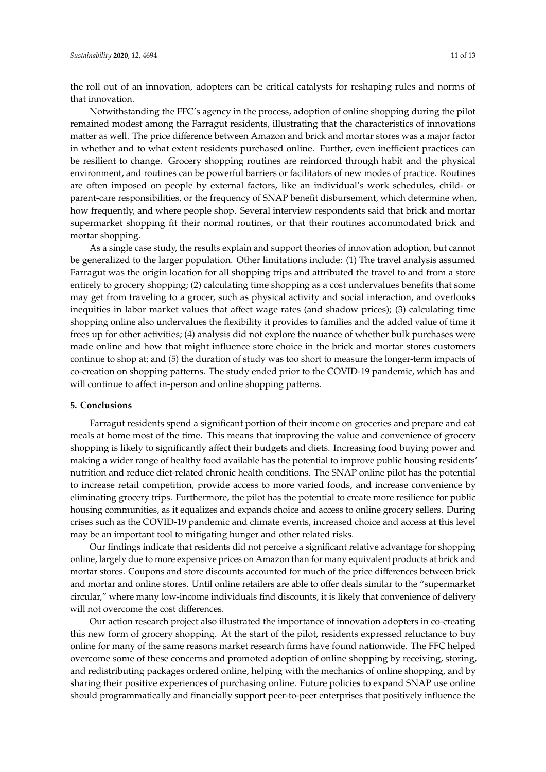the roll out of an innovation, adopters can be critical catalysts for reshaping rules and norms of that innovation.

Notwithstanding the FFC's agency in the process, adoption of online shopping during the pilot remained modest among the Farragut residents, illustrating that the characteristics of innovations matter as well. The price difference between Amazon and brick and mortar stores was a major factor in whether and to what extent residents purchased online. Further, even inefficient practices can be resilient to change. Grocery shopping routines are reinforced through habit and the physical environment, and routines can be powerful barriers or facilitators of new modes of practice. Routines are often imposed on people by external factors, like an individual's work schedules, child- or parent-care responsibilities, or the frequency of SNAP benefit disbursement, which determine when, how frequently, and where people shop. Several interview respondents said that brick and mortar supermarket shopping fit their normal routines, or that their routines accommodated brick and mortar shopping.

As a single case study, the results explain and support theories of innovation adoption, but cannot be generalized to the larger population. Other limitations include: (1) The travel analysis assumed Farragut was the origin location for all shopping trips and attributed the travel to and from a store entirely to grocery shopping; (2) calculating time shopping as a cost undervalues benefits that some may get from traveling to a grocer, such as physical activity and social interaction, and overlooks inequities in labor market values that affect wage rates (and shadow prices); (3) calculating time shopping online also undervalues the flexibility it provides to families and the added value of time it frees up for other activities; (4) analysis did not explore the nuance of whether bulk purchases were made online and how that might influence store choice in the brick and mortar stores customers continue to shop at; and (5) the duration of study was too short to measure the longer-term impacts of co-creation on shopping patterns. The study ended prior to the COVID-19 pandemic, which has and will continue to affect in-person and online shopping patterns.

## 5. Conclusions

Farragut residents spend a significant portion of their income on groceries and prepare and eat meals at home most of the time. This means that improving the value and convenience of grocery shopping is likely to significantly affect their budgets and diets. Increasing food buying power and making a wider range of healthy food available has the potential to improve public housing residents' nutrition and reduce diet-related chronic health conditions. The SNAP online pilot has the potential to increase retail competition, provide access to more varied foods, and increase convenience by eliminating grocery trips. Furthermore, the pilot has the potential to create more resilience for public housing communities, as it equalizes and expands choice and access to online grocery sellers. During crises such as the COVID-19 pandemic and climate events, increased choice and access at this level may be an important tool to mitigating hunger and other related risks.

Our findings indicate that residents did not perceive a significant relative advantage for shopping online, largely due to more expensive prices on Amazon than for many equivalent products at brick and mortar stores. Coupons and store discounts accounted for much of the price differences between brick and mortar and online stores. Until online retailers are able to offer deals similar to the "supermarket circular," where many low-income individuals find discounts, it is likely that convenience of delivery will not overcome the cost differences.

Our action research project also illustrated the importance of innovation adopters in co-creating this new form of grocery shopping. At the start of the pilot, residents expressed reluctance to buy online for many of the same reasons market research firms have found nationwide. The FFC helped overcome some of these concerns and promoted adoption of online shopping by receiving, storing, and redistributing packages ordered online, helping with the mechanics of online shopping, and by sharing their positive experiences of purchasing online. Future policies to expand SNAP use online should programmatically and financially support peer-to-peer enterprises that positively influence the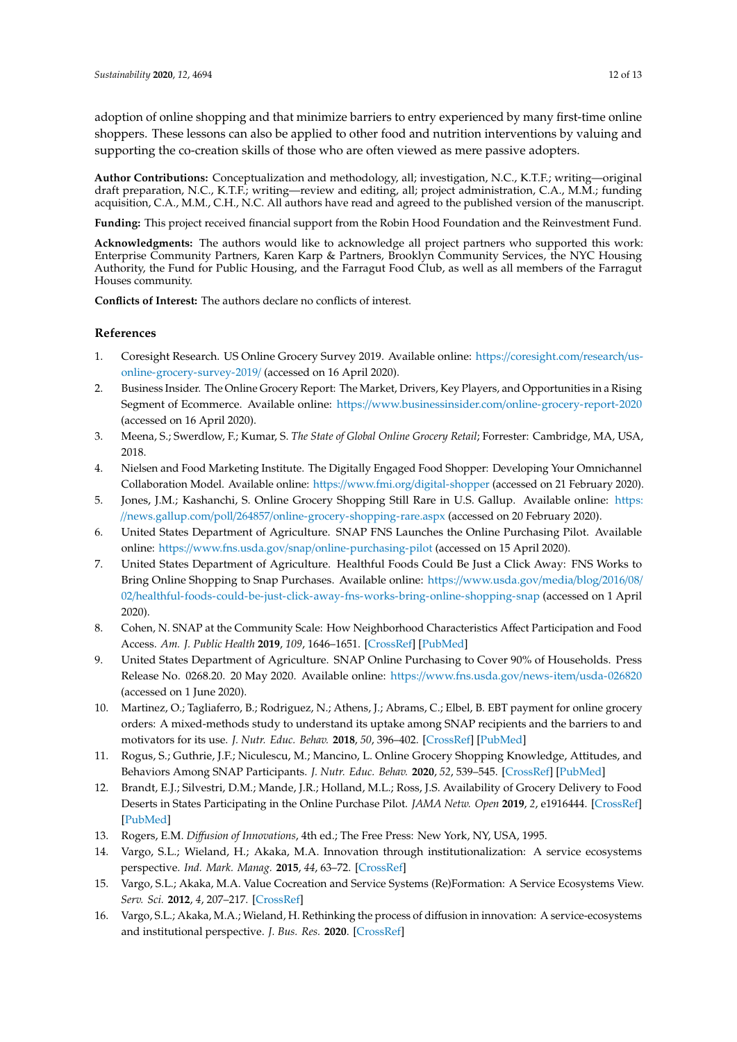adoption of online shopping and that minimize barriers to entry experienced by many first-time online shoppers. These lessons can also be applied to other food and nutrition interventions by valuing and supporting the co-creation skills of those who are often viewed as mere passive adopters.

**Author Contributions:** Conceptualization and methodology, all; investigation, N.C., K.T.F.; writing—original draft preparation, N.C., K.T.F.; writing—review and editing, all; project administration, C.A., M.M.; funding acquisition, C.A., M.M., C.H., N.C. All authors have read and agreed to the published version of the manuscript.

**Funding:** This project received financial support from the Robin Hood Foundation and the Reinvestment Fund.

**Acknowledgments:** The authors would like to acknowledge all project partners who supported this work: Enterprise Community Partners, Karen Karp & Partners, Brooklyn Community Services, the NYC Housing Authority, the Fund for Public Housing, and the Farragut Food Club, as well as all members of the Farragut Houses community.

**Conflicts of Interest:** The authors declare no conflicts of interest.

## References

1. Coresight Research. US Online Grocery Survey 2019. Available online: https://coresight.com/research/us-online-grocery-survey-2019/ (accessed on 16 April 2020).
2. Business Insider. The Online Grocery Report: The Market, Drivers, Key Players, and Opportunities in a Rising Segment of Ecommerce. Available online: https://www.businessinsider.com/online-grocery-report-2020 (accessed on 16 April 2020).
3. Meena, S.; Swerdlow, F.; Kumar, S. *The State of Global Online Grocery Retail*; Forrester: Cambridge, MA, USA, 2018.
4. Nielsen and Food Marketing Institute. The Digitally Engaged Food Shopper: Developing Your Omnichannel Collaboration Model. Available online: https://www.fmi.org/digital-shopper (accessed on 21 February 2020).
5. Jones, J.M.; Kashanchi, S. Online Grocery Shopping Still Rare in U.S. Gallup. Available online: https://news.gallup.com/poll/264857/online-grocery-shopping-rare.aspx (accessed on 20 February 2020).
6. United States Department of Agriculture. SNAP FNS Launches the Online Purchasing Pilot. Available online: https://www.fns.usda.gov/snap/online-purchasing-pilot (accessed on 15 April 2020).
7. United States Department of Agriculture. Healthful Foods Could Be Just a Click Away: FNS Works to Bring Online Shopping to Snap Purchases. Available online: https://www.usda.gov/media/blog/2016/08/02/healthful-foods-could-be-just-click-away-fns-works-bring-online-shopping-snap (accessed on 1 April 2020).
8. Cohen, N. SNAP at the Community Scale: How Neighborhood Characteristics Affect Participation and Food Access. *Am. J. Public Health* **2019**, *109*, 1646–1651. [CrossRef] [PubMed]
9. United States Department of Agriculture. SNAP Online Purchasing to Cover 90% of Households. Press Release No. 0268.20. 20 May 2020. Available online: https://www.fns.usda.gov/news-item/usda-026820 (accessed on 1 June 2020).
10. Martinez, O.; Tagliaferro, B.; Rodriguez, N.; Athens, J.; Abrams, C.; Elbel, B. EBT payment for online grocery orders: A mixed-methods study to understand its uptake among SNAP recipients and the barriers to and motivators for its use. *J. Nutr. Educ. Behav.* **2018**, *50*, 396–402. [CrossRef] [PubMed]
11. Rogus, S.; Guthrie, J.F.; Niculescu, M.; Mancino, L. Online Grocery Shopping Knowledge, Attitudes, and Behaviors Among SNAP Participants. *J. Nutr. Educ. Behav.* **2020**, *52*, 539–545. [CrossRef] [PubMed]
12. Brandt, E.J.; Silvestri, D.M.; Mande, J.R.; Holland, M.L.; Ross, J.S. Availability of Grocery Delivery to Food Deserts in States Participating in the Online Purchase Pilot. *JAMA Netw. Open* **2019**, *2*, e1916444. [CrossRef] [PubMed]
13. Rogers, E.M. *Diffusion of Innovations*, 4th ed.; The Free Press: New York, NY, USA, 1995.
14. Vargo, S.L.; Wieland, H.; Akaka, M.A. Innovation through institutionalization: A service ecosystems perspective. *Ind. Mark. Manag.* **2015**, *44*, 63–72. [CrossRef]
15. Vargo, S.L.; Akaka, M.A. Value Cocreation and Service Systems (Re)Formation: A Service Ecosystems View. *Serv. Sci.* **2012**, *4*, 207–217. [CrossRef]
16. Vargo, S.L.; Akaka, M.A.; Wieland, H. Rethinking the process of diffusion in innovation: A service-ecosystems and institutional perspective. *J. Bus. Res.* **2020**. [CrossRef]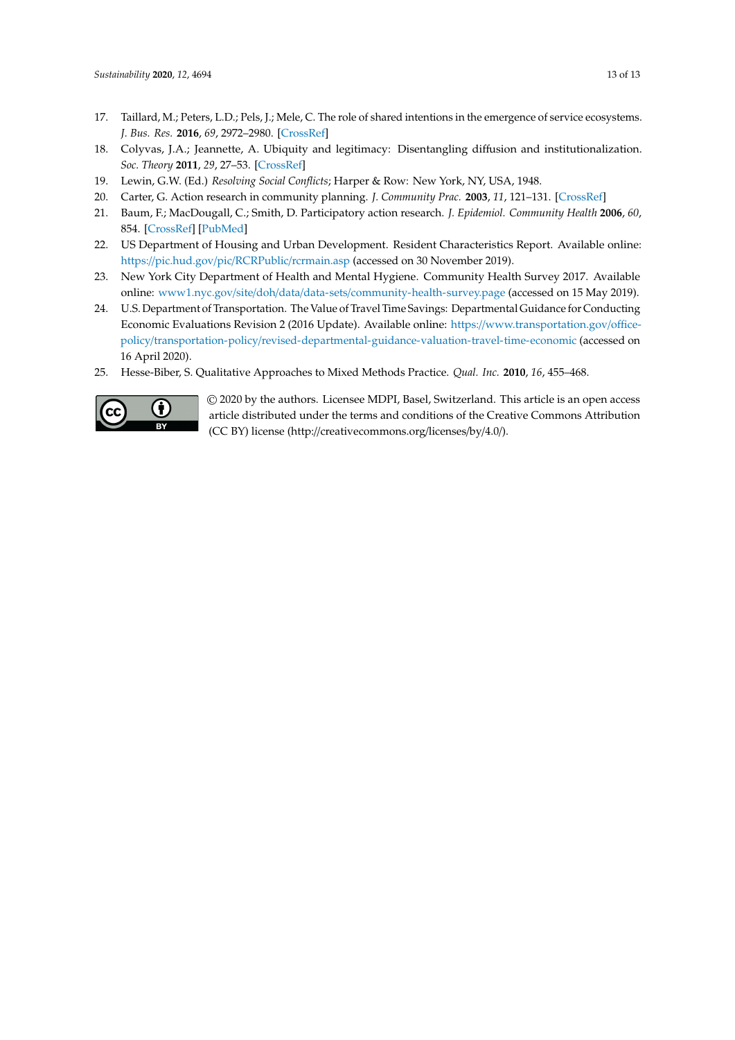17. Taillard, M.; Peters, L.D.; Pels, J.; Mele, C. The role of shared intentions in the emergence of service ecosystems. *J. Bus. Res.* **2016**, *69*, 2972–2980. [CrossRef]
18. Colyvas, J.A.; Jeannette, A. Ubiquity and legitimacy: Disentangling diffusion and institutionalization. *Soc. Theory* **2011**, *29*, 27–53. [CrossRef]
19. Lewin, G.W. (Ed.) *Resolving Social Conflicts*; Harper & Row: New York, NY, USA, 1948.
20. Carter, G. Action research in community planning. *J. Community Prac.* **2003**, *11*, 121–131. [CrossRef]
21. Baum, F.; MacDougall, C.; Smith, D. Participatory action research. *J. Epidemiol. Community Health* **2006**, *60*, 854. [CrossRef] [PubMed]
22. US Department of Housing and Urban Development. Resident Characteristics Report. Available online: https://pic.hud.gov/pic/RCRPublic/rcrmain.asp (accessed on 30 November 2019).
23. New York City Department of Health and Mental Hygiene. Community Health Survey 2017. Available online: www1.nyc.gov/site/doh/data/data-sets/community-health-survey.page (accessed on 15 May 2019).
24. U.S. Department of Transportation. The Value of Travel Time Savings: Departmental Guidance for Conducting Economic Evaluations Revision 2 (2016 Update). Available online: https://www.transportation.gov/office-policy/transportation-policy/revised-departmental-guidance-valuation-travel-time-economic (accessed on 16 April 2020).
25. Hesse-Biber, S. Qualitative Approaches to Mixed Methods Practice. *Qual. Inc.* **2010**, *16*, 455–468.

© 2020 by the authors. Licensee MDPI, Basel, Switzerland. This article is an open access article distributed under the terms and conditions of the Creative Commons Attribution (CC BY) license (http://creativecommons.org/licenses/by/4.0/).